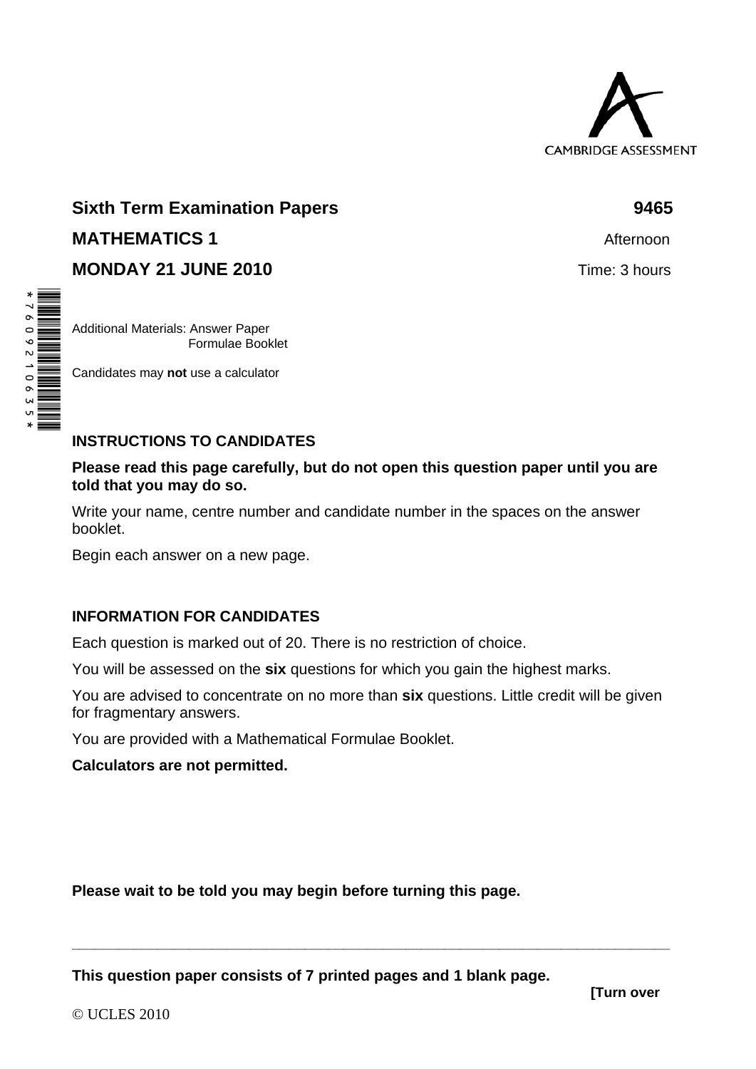CAMBRIDGE ASSESSMENT

**Sixth Term Examination Papers** **9465**

**MATHEMATICS 1** Afternoon

**MONDAY 21 JUNE 2010** Time: 3 hours

*7609210635*

Additional Materials: Answer Paper
Formulae Booklet

Candidates may **not** use a calculator

## INSTRUCTIONS TO CANDIDATES

**Please read this page carefully, but do not open this question paper until you are told that you may do so.**

Write your name, centre number and candidate number in the spaces on the answer booklet.

Begin each answer on a new page.

## INFORMATION FOR CANDIDATES

Each question is marked out of 20. There is no restriction of choice.

You will be assessed on the **six** questions for which you gain the highest marks.

You are advised to concentrate on no more than **six** questions. Little credit will be given for fragmentary answers.

You are provided with a Mathematical Formulae Booklet.

**Calculators are not permitted.**

**Please wait to be told you may begin before turning this page.**

**This question paper consists of 7 printed pages and 1 blank page.**

**[Turn over**

© UCLES 2010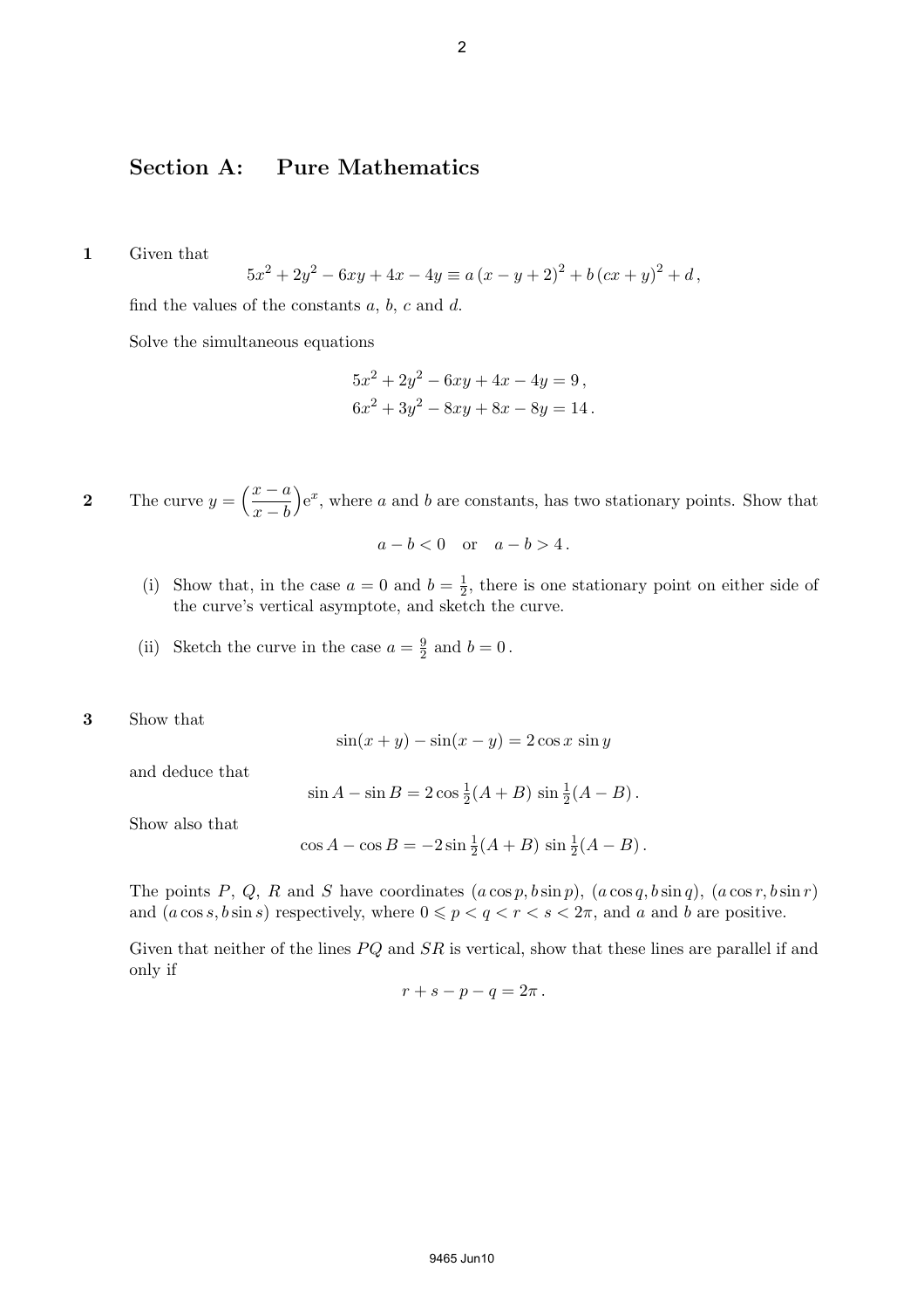## Section A: Pure Mathematics

**1** Given that

$$5x^2 + 2y^2 - 6xy + 4x - 4y \equiv a\,(x - y + 2)^2 + b\,(cx + y)^2 + d\,,$$

find the values of the constants $a$, $b$, $c$ and $d$.

Solve the simultaneous equations

$$5x^2 + 2y^2 - 6xy + 4x - 4y = 9\,,$$
$$6x^2 + 3y^2 - 8xy + 8x - 8y = 14\,.$$

**2** The curve $y = \left(\dfrac{x-a}{x-b}\right)\mathrm{e}^x$, where $a$ and $b$ are constants, has two stationary points. Show that

$$a - b < 0 \quad \text{or} \quad a - b > 4\,.$$

(i) Show that, in the case $a = 0$ and $b = \frac{1}{2}$, there is one stationary point on either side of the curve's vertical asymptote, and sketch the curve.

(ii) Sketch the curve in the case $a = \frac{9}{2}$ and $b = 0$.

**3** Show that

$$\sin(x + y) - \sin(x - y) = 2\cos x\,\sin y$$

and deduce that

$$\sin A - \sin B = 2\cos\tfrac{1}{2}(A + B)\,\sin\tfrac{1}{2}(A - B)\,.$$

Show also that

$$\cos A - \cos B = -2\sin\tfrac{1}{2}(A + B)\,\sin\tfrac{1}{2}(A - B)\,.$$

The points $P$, $Q$, $R$ and $S$ have coordinates $(a\cos p, b\sin p)$, $(a\cos q, b\sin q)$, $(a\cos r, b\sin r)$ and $(a\cos s, b\sin s)$ respectively, where $0 \leqslant p < q < r < s < 2\pi$, and $a$ and $b$ are positive.

Given that neither of the lines $PQ$ and $SR$ is vertical, show that these lines are parallel if and only if

$$r + s - p - q = 2\pi\,.$$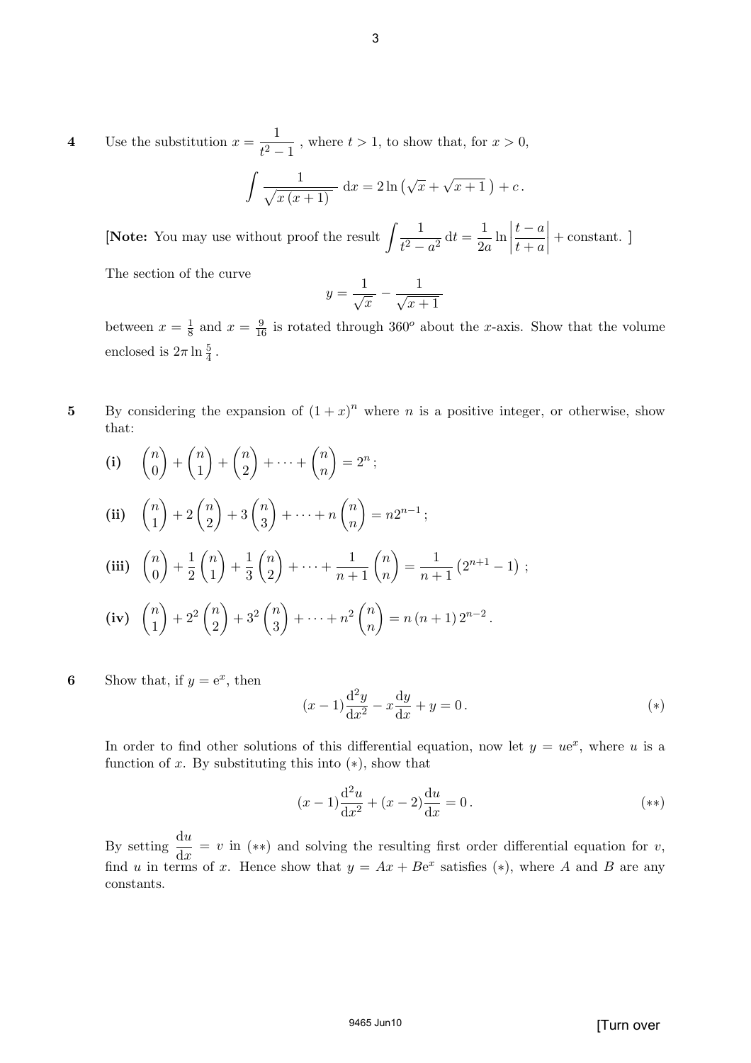**4** Use the substitution $x = \dfrac{1}{t^2 - 1}$ , where $t > 1$, to show that, for $x > 0$,

$$\int \frac{1}{\sqrt{x\,(x+1)}}\,\mathrm{d}x = 2\ln\left(\sqrt{x} + \sqrt{x+1}\,\right) + c\,.$$

[**Note:** You may use without proof the result $\displaystyle\int \frac{1}{t^2 - a^2}\,\mathrm{d}t = \frac{1}{2a}\ln\left|\frac{t-a}{t+a}\right| + \text{constant.}$ ]

The section of the curve

$$y = \frac{1}{\sqrt{x}} - \frac{1}{\sqrt{x+1}}$$

between $x = \frac{1}{8}$ and $x = \frac{9}{16}$ is rotated through $360^o$ about the $x$-axis. Show that the volume enclosed is $2\pi \ln \frac{5}{4}$ .

**5** By considering the expansion of $(1+x)^n$ where $n$ is a positive integer, or otherwise, show that:

**(i)** $\dbinom{n}{0} + \dbinom{n}{1} + \dbinom{n}{2} + \cdots + \dbinom{n}{n} = 2^n\,;$

**(ii)** $\dbinom{n}{1} + 2\dbinom{n}{2} + 3\dbinom{n}{3} + \cdots + n\dbinom{n}{n} = n2^{n-1}\,;$

**(iii)** $\dbinom{n}{0} + \dfrac{1}{2}\dbinom{n}{1} + \dfrac{1}{3}\dbinom{n}{2} + \cdots + \dfrac{1}{n+1}\dbinom{n}{n} = \dfrac{1}{n+1}\left(2^{n+1} - 1\right)\,;$

**(iv)** $\dbinom{n}{1} + 2^2\dbinom{n}{2} + 3^2\dbinom{n}{3} + \cdots + n^2\dbinom{n}{n} = n\,(n+1)\,2^{n-2}\,.$

**6** Show that, if $y = \mathrm{e}^x$, then

$$(x-1)\frac{\mathrm{d}^2y}{\mathrm{d}x^2} - x\frac{\mathrm{d}y}{\mathrm{d}x} + y = 0\,. \qquad (*)$$

In order to find other solutions of this differential equation, now let $y = u\mathrm{e}^x$, where $u$ is a function of $x$. By substituting this into $(*)$, show that

$$(x-1)\frac{\mathrm{d}^2u}{\mathrm{d}x^2} + (x-2)\frac{\mathrm{d}u}{\mathrm{d}x} = 0\,. \qquad (**)$$

By setting $\dfrac{\mathrm{d}u}{\mathrm{d}x} = v$ in $(**)$ and solving the resulting first order differential equation for $v$, find $u$ in terms of $x$. Hence show that $y = Ax + B\mathrm{e}^x$ satisfies $(*)$, where $A$ and $B$ are any constants.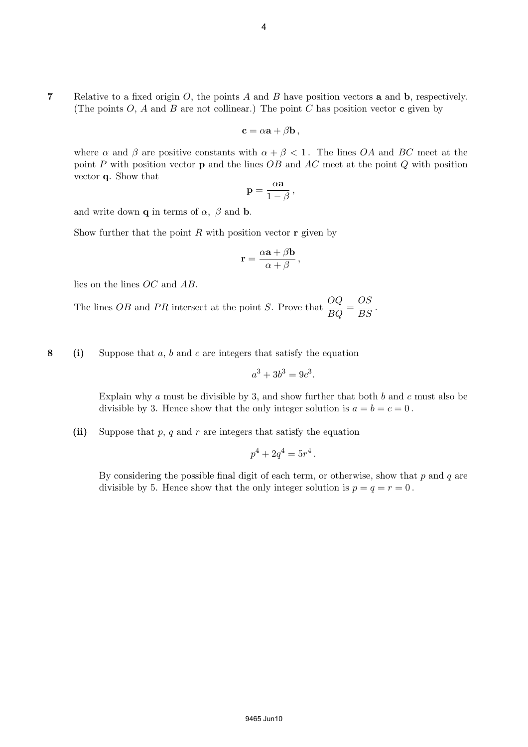**7** Relative to a fixed origin $O$, the points $A$ and $B$ have position vectors $\mathbf{a}$ and $\mathbf{b}$, respectively. (The points $O$, $A$ and $B$ are not collinear.) The point $C$ has position vector $\mathbf{c}$ given by

$$\mathbf{c} = \alpha\mathbf{a} + \beta\mathbf{b}\,,$$

where $\alpha$ and $\beta$ are positive constants with $\alpha + \beta < 1$. The lines $OA$ and $BC$ meet at the point $P$ with position vector $\mathbf{p}$ and the lines $OB$ and $AC$ meet at the point $Q$ with position vector $\mathbf{q}$. Show that

$$\mathbf{p} = \frac{\alpha\mathbf{a}}{1-\beta}\,,$$

and write down $\mathbf{q}$ in terms of $\alpha$, $\beta$ and $\mathbf{b}$.

Show further that the point $R$ with position vector $\mathbf{r}$ given by

$$\mathbf{r} = \frac{\alpha\mathbf{a} + \beta\mathbf{b}}{\alpha + \beta}\,,$$

lies on the lines $OC$ and $AB$.

The lines $OB$ and $PR$ intersect at the point $S$. Prove that $\dfrac{OQ}{BQ} = \dfrac{OS}{BS}$.

**8** **(i)** Suppose that $a$, $b$ and $c$ are integers that satisfy the equation

$$a^3 + 3b^3 = 9c^3.$$

Explain why $a$ must be divisible by 3, and show further that both $b$ and $c$ must also be divisible by 3. Hence show that the only integer solution is $a = b = c = 0$.

**(ii)** Suppose that $p$, $q$ and $r$ are integers that satisfy the equation

$$p^4 + 2q^4 = 5r^4\,.$$

By considering the possible final digit of each term, or otherwise, show that $p$ and $q$ are divisible by 5. Hence show that the only integer solution is $p = q = r = 0$.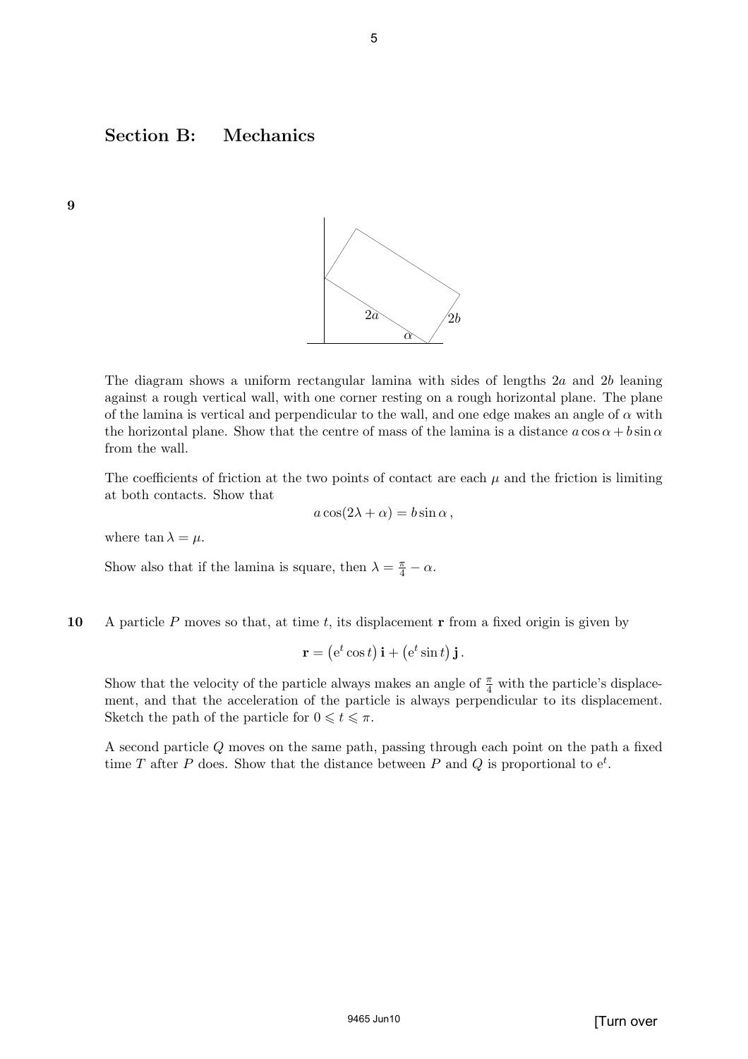## Section B: Mechanics

**9**

The diagram shows a uniform rectangular lamina with sides of lengths $2a$ and $2b$ leaning against a rough vertical wall, with one corner resting on a rough horizontal plane. The plane of the lamina is vertical and perpendicular to the wall, and one edge makes an angle of $\alpha$ with the horizontal plane. Show that the centre of mass of the lamina is a distance $a\cos\alpha + b\sin\alpha$ from the wall.

The coefficients of friction at the two points of contact are each $\mu$ and the friction is limiting at both contacts. Show that

$$a\cos(2\lambda + \alpha) = b\sin\alpha\,,$$

where $\tan\lambda = \mu$.

Show also that if the lamina is square, then $\lambda = \frac{\pi}{4} - \alpha$.

**10** A particle $P$ moves so that, at time $t$, its displacement $\mathbf{r}$ from a fixed origin is given by

$$\mathbf{r} = \left(\mathrm{e}^t\cos t\right)\mathbf{i} + \left(\mathrm{e}^t\sin t\right)\mathbf{j}\,.$$

Show that the velocity of the particle always makes an angle of $\frac{\pi}{4}$ with the particle's displacement, and that the acceleration of the particle is always perpendicular to its displacement. Sketch the path of the particle for $0 \leqslant t \leqslant \pi$.

A second particle $Q$ moves on the same path, passing through each point on the path a fixed time $T$ after $P$ does. Show that the distance between $P$ and $Q$ is proportional to $\mathrm{e}^t$.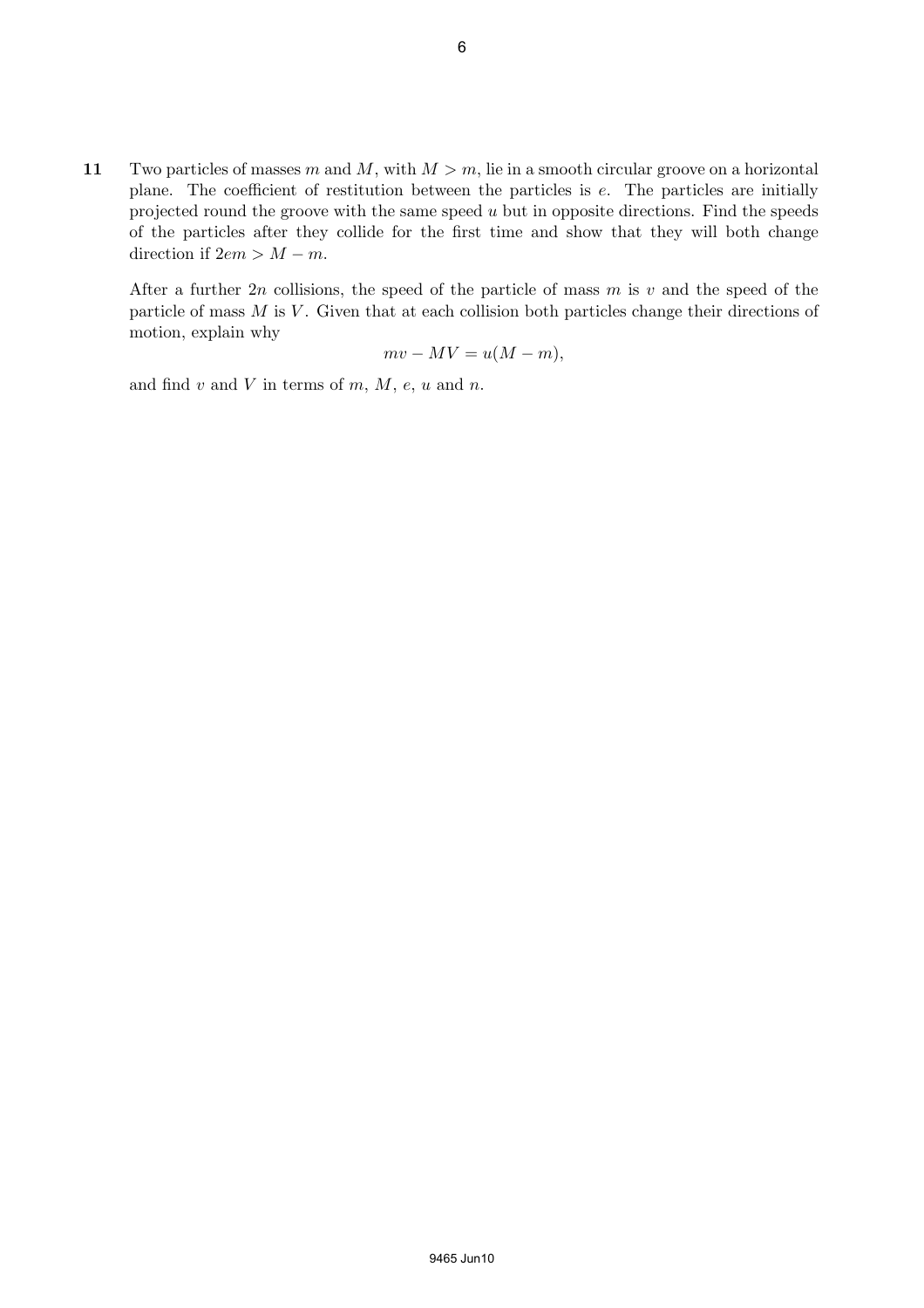**11** Two particles of masses $m$ and $M$, with $M > m$, lie in a smooth circular groove on a horizontal plane. The coefficient of restitution between the particles is $e$. The particles are initially projected round the groove with the same speed $u$ but in opposite directions. Find the speeds of the particles after they collide for the first time and show that they will both change direction if $2em > M - m$.

After a further $2n$ collisions, the speed of the particle of mass $m$ is $v$ and the speed of the particle of mass $M$ is $V$. Given that at each collision both particles change their directions of motion, explain why

$$mv - MV = u(M - m),$$

and find $v$ and $V$ in terms of $m$, $M$, $e$, $u$ and $n$.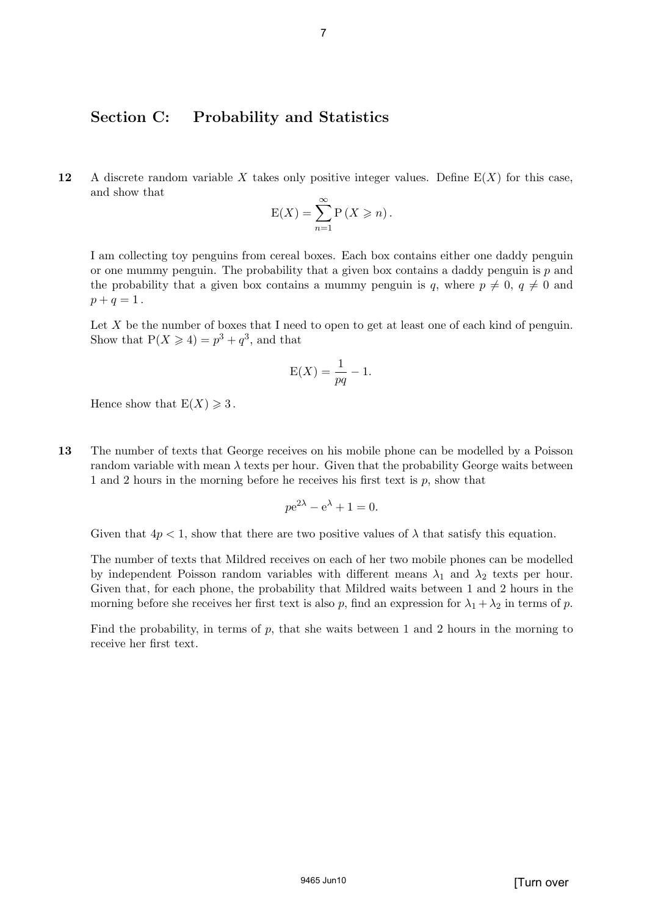## Section C: Probability and Statistics

**12** A discrete random variable $X$ takes only positive integer values. Define $\mathrm{E}(X)$ for this case, and show that

$$\mathrm{E}(X) = \sum_{n=1}^{\infty} \mathrm{P}\left(X \geqslant n\right).$$

I am collecting toy penguins from cereal boxes. Each box contains either one daddy penguin or one mummy penguin. The probability that a given box contains a daddy penguin is $p$ and the probability that a given box contains a mummy penguin is $q$, where $p \neq 0$, $q \neq 0$ and $p + q = 1$.

Let $X$ be the number of boxes that I need to open to get at least one of each kind of penguin. Show that $\mathrm{P}(X \geqslant 4) = p^3 + q^3$, and that

$$\mathrm{E}(X) = \frac{1}{pq} - 1.$$

Hence show that $\mathrm{E}(X) \geqslant 3$.

**13** The number of texts that George receives on his mobile phone can be modelled by a Poisson random variable with mean $\lambda$ texts per hour. Given that the probability George waits between 1 and 2 hours in the morning before he receives his first text is $p$, show that

$$p\mathrm{e}^{2\lambda} - \mathrm{e}^{\lambda} + 1 = 0.$$

Given that $4p < 1$, show that there are two positive values of $\lambda$ that satisfy this equation.

The number of texts that Mildred receives on each of her two mobile phones can be modelled by independent Poisson random variables with different means $\lambda_1$ and $\lambda_2$ texts per hour. Given that, for each phone, the probability that Mildred waits between 1 and 2 hours in the morning before she receives her first text is also $p$, find an expression for $\lambda_1 + \lambda_2$ in terms of $p$.

Find the probability, in terms of $p$, that she waits between 1 and 2 hours in the morning to receive her first text.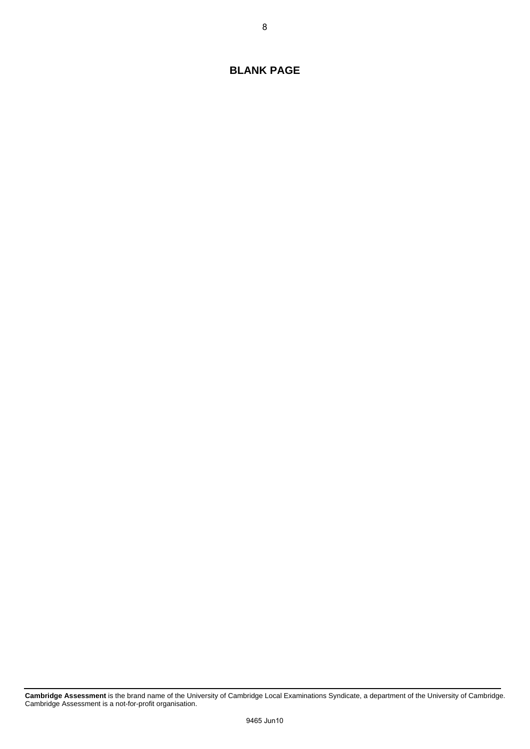**BLANK PAGE**

**Cambridge Assessment** is the brand name of the University of Cambridge Local Examinations Syndicate, a department of the University of Cambridge. Cambridge Assessment is a not-for-profit organisation.

9465 Jun10